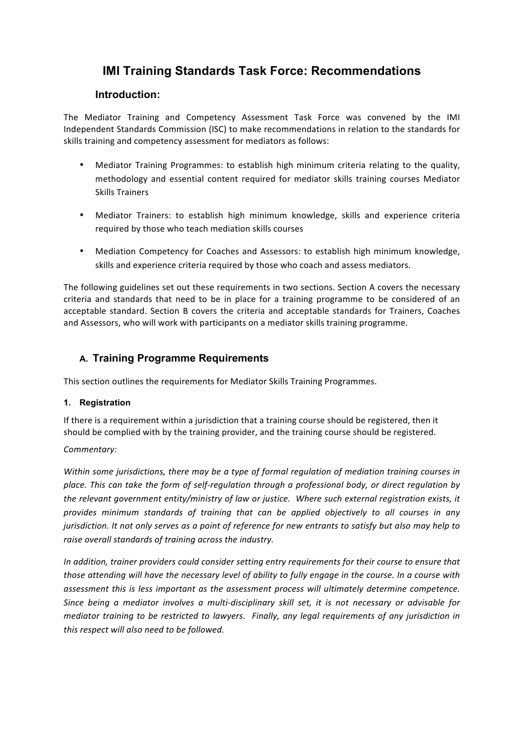# IMI Training Standards Task Force: Recommendations

## Introduction:

The Mediator Training and Competency Assessment Task Force was convened by the IMI Independent Standards Commission (ISC) to make recommendations in relation to the standards for skills training and competency assessment for mediators as follows:

- Mediator Training Programmes: to establish high minimum criteria relating to the quality, methodology and essential content required for mediator skills training courses Mediator Skills Trainers
- Mediator Trainers: to establish high minimum knowledge, skills and experience criteria required by those who teach mediation skills courses
- Mediation Competency for Coaches and Assessors: to establish high minimum knowledge, skills and experience criteria required by those who coach and assess mediators.

The following guidelines set out these requirements in two sections. Section A covers the necessary criteria and standards that need to be in place for a training programme to be considered of an acceptable standard. Section B covers the criteria and acceptable standards for Trainers, Coaches and Assessors, who will work with participants on a mediator skills training programme.

## A. Training Programme Requirements

This section outlines the requirements for Mediator Skills Training Programmes.

### 1. Registration

If there is a requirement within a jurisdiction that a training course should be registered, then it should be complied with by the training provider, and the training course should be registered.

*Commentary:*

*Within some jurisdictions, there may be a type of formal regulation of mediation training courses in place. This can take the form of self-regulation through a professional body, or direct regulation by the relevant government entity/ministry of law or justice. Where such external registration exists, it provides minimum standards of training that can be applied objectively to all courses in any jurisdiction. It not only serves as a point of reference for new entrants to satisfy but also may help to raise overall standards of training across the industry.*

*In addition, trainer providers could consider setting entry requirements for their course to ensure that those attending will have the necessary level of ability to fully engage in the course. In a course with assessment this is less important as the assessment process will ultimately determine competence. Since being a mediator involves a multi-disciplinary skill set, it is not necessary or advisable for mediator training to be restricted to lawyers. Finally, any legal requirements of any jurisdiction in this respect will also need to be followed.*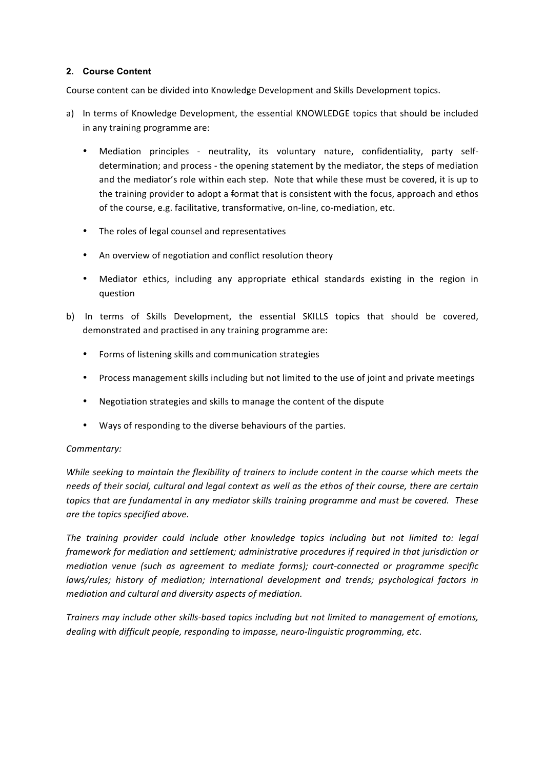## 2. Course Content

Course content can be divided into Knowledge Development and Skills Development topics.

a) In terms of Knowledge Development, the essential KNOWLEDGE topics that should be included in any training programme are:

- Mediation principles - neutrality, its voluntary nature, confidentiality, party self-determination; and process - the opening statement by the mediator, the steps of mediation and the mediator's role within each step. Note that while these must be covered, it is up to the training provider to adopt a format that is consistent with the focus, approach and ethos of the course, e.g. facilitative, transformative, on-line, co-mediation, etc.
- The roles of legal counsel and representatives
- An overview of negotiation and conflict resolution theory
- Mediator ethics, including any appropriate ethical standards existing in the region in question

b) In terms of Skills Development, the essential SKILLS topics that should be covered, demonstrated and practised in any training programme are:

- Forms of listening skills and communication strategies
- Process management skills including but not limited to the use of joint and private meetings
- Negotiation strategies and skills to manage the content of the dispute
- Ways of responding to the diverse behaviours of the parties.

*Commentary:*

*While seeking to maintain the flexibility of trainers to include content in the course which meets the needs of their social, cultural and legal context as well as the ethos of their course, there are certain topics that are fundamental in any mediator skills training programme and must be covered. These are the topics specified above.*

*The training provider could include other knowledge topics including but not limited to: legal framework for mediation and settlement; administrative procedures if required in that jurisdiction or mediation venue (such as agreement to mediate forms); court-connected or programme specific laws/rules; history of mediation; international development and trends; psychological factors in mediation and cultural and diversity aspects of mediation.*

*Trainers may include other skills-based topics including but not limited to management of emotions, dealing with difficult people, responding to impasse, neuro-linguistic programming, etc.*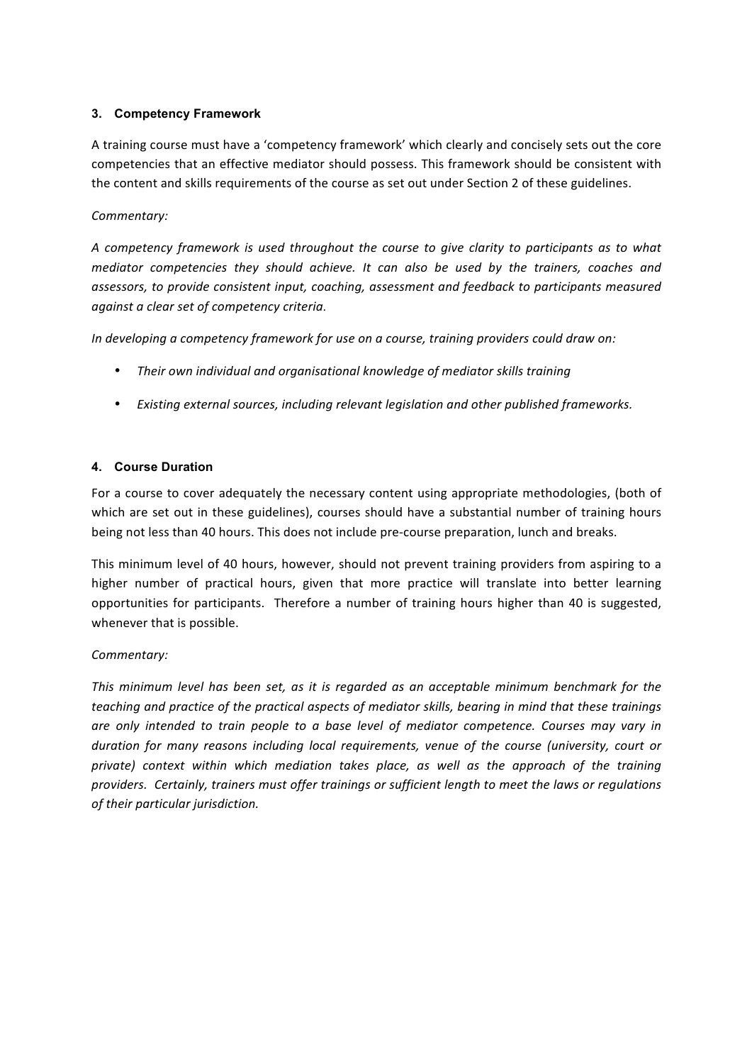### 3. Competency Framework

A training course must have a 'competency framework' which clearly and concisely sets out the core competencies that an effective mediator should possess. This framework should be consistent with the content and skills requirements of the course as set out under Section 2 of these guidelines.

*Commentary:*

*A competency framework is used throughout the course to give clarity to participants as to what mediator competencies they should achieve. It can also be used by the trainers, coaches and assessors, to provide consistent input, coaching, assessment and feedback to participants measured against a clear set of competency criteria.*

*In developing a competency framework for use on a course, training providers could draw on:*

- *Their own individual and organisational knowledge of mediator skills training*
- *Existing external sources, including relevant legislation and other published frameworks.*

### 4. Course Duration

For a course to cover adequately the necessary content using appropriate methodologies, (both of which are set out in these guidelines), courses should have a substantial number of training hours being not less than 40 hours. This does not include pre-course preparation, lunch and breaks.

This minimum level of 40 hours, however, should not prevent training providers from aspiring to a higher number of practical hours, given that more practice will translate into better learning opportunities for participants. Therefore a number of training hours higher than 40 is suggested, whenever that is possible.

*Commentary:*

*This minimum level has been set, as it is regarded as an acceptable minimum benchmark for the teaching and practice of the practical aspects of mediator skills, bearing in mind that these trainings are only intended to train people to a base level of mediator competence. Courses may vary in duration for many reasons including local requirements, venue of the course (university, court or private) context within which mediation takes place, as well as the approach of the training providers. Certainly, trainers must offer trainings or sufficient length to meet the laws or regulations of their particular jurisdiction.*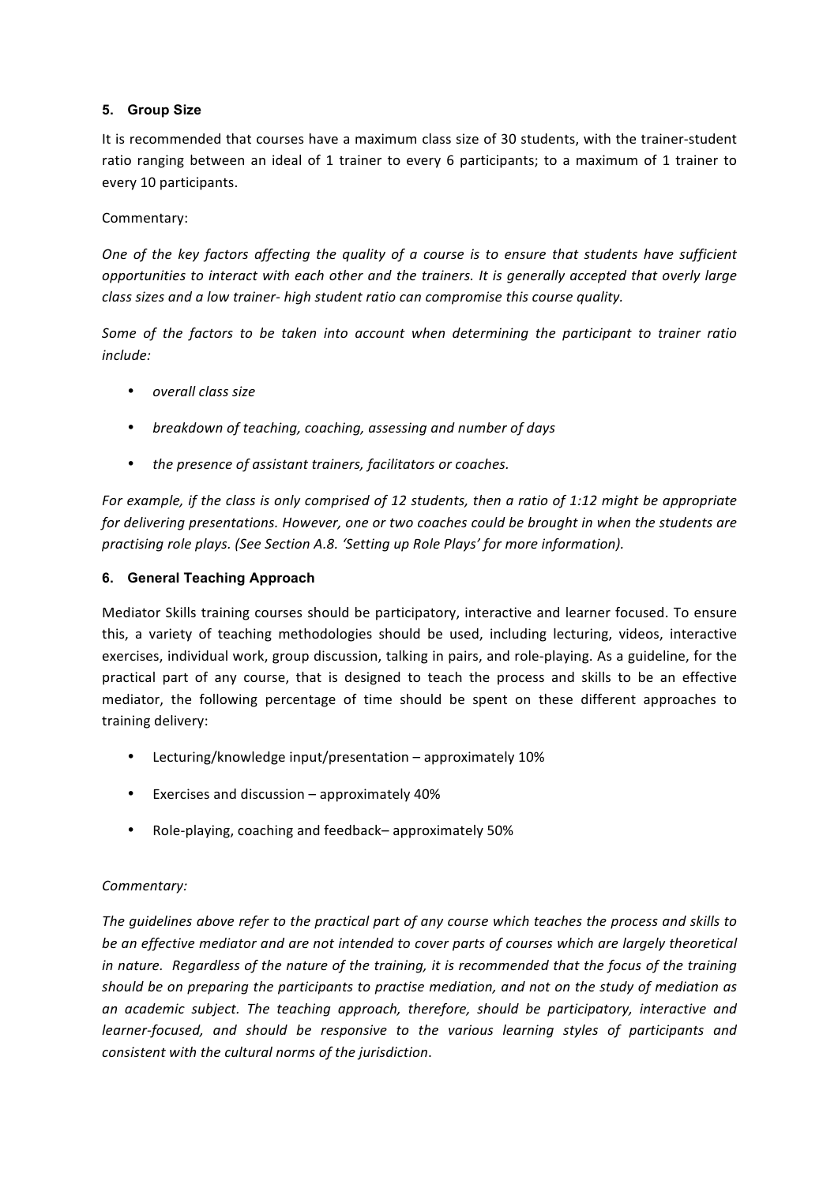### 5. Group Size

It is recommended that courses have a maximum class size of 30 students, with the trainer-student ratio ranging between an ideal of 1 trainer to every 6 participants; to a maximum of 1 trainer to every 10 participants.

Commentary:

*One of the key factors affecting the quality of a course is to ensure that students have sufficient opportunities to interact with each other and the trainers. It is generally accepted that overly large class sizes and a low trainer- high student ratio can compromise this course quality.*

*Some of the factors to be taken into account when determining the participant to trainer ratio include:*

- *overall class size*
- *breakdown of teaching, coaching, assessing and number of days*
- *the presence of assistant trainers, facilitators or coaches.*

*For example, if the class is only comprised of 12 students, then a ratio of 1:12 might be appropriate for delivering presentations. However, one or two coaches could be brought in when the students are practising role plays. (See Section A.8. 'Setting up Role Plays' for more information).*

### 6. General Teaching Approach

Mediator Skills training courses should be participatory, interactive and learner focused. To ensure this, a variety of teaching methodologies should be used, including lecturing, videos, interactive exercises, individual work, group discussion, talking in pairs, and role-playing. As a guideline, for the practical part of any course, that is designed to teach the process and skills to be an effective mediator, the following percentage of time should be spent on these different approaches to training delivery:

- Lecturing/knowledge input/presentation – approximately 10%
- Exercises and discussion – approximately 40%
- Role-playing, coaching and feedback– approximately 50%

*Commentary:*

*The guidelines above refer to the practical part of any course which teaches the process and skills to be an effective mediator and are not intended to cover parts of courses which are largely theoretical in nature. Regardless of the nature of the training, it is recommended that the focus of the training should be on preparing the participants to practise mediation, and not on the study of mediation as an academic subject. The teaching approach, therefore, should be participatory, interactive and learner-focused, and should be responsive to the various learning styles of participants and consistent with the cultural norms of the jurisdiction.*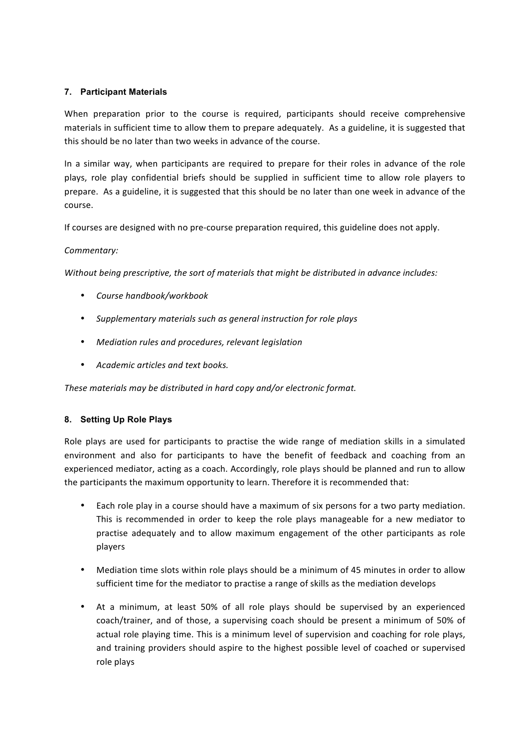### 7. Participant Materials

When preparation prior to the course is required, participants should receive comprehensive materials in sufficient time to allow them to prepare adequately. As a guideline, it is suggested that this should be no later than two weeks in advance of the course.

In a similar way, when participants are required to prepare for their roles in advance of the role plays, role play confidential briefs should be supplied in sufficient time to allow role players to prepare. As a guideline, it is suggested that this should be no later than one week in advance of the course.

If courses are designed with no pre-course preparation required, this guideline does not apply.

*Commentary:*

*Without being prescriptive, the sort of materials that might be distributed in advance includes:*

- *Course handbook/workbook*
- *Supplementary materials such as general instruction for role plays*
- *Mediation rules and procedures, relevant legislation*
- *Academic articles and text books.*

*These materials may be distributed in hard copy and/or electronic format.*

### 8. Setting Up Role Plays

Role plays are used for participants to practise the wide range of mediation skills in a simulated environment and also for participants to have the benefit of feedback and coaching from an experienced mediator, acting as a coach. Accordingly, role plays should be planned and run to allow the participants the maximum opportunity to learn. Therefore it is recommended that:

- Each role play in a course should have a maximum of six persons for a two party mediation. This is recommended in order to keep the role plays manageable for a new mediator to practise adequately and to allow maximum engagement of the other participants as role players
- Mediation time slots within role plays should be a minimum of 45 minutes in order to allow sufficient time for the mediator to practise a range of skills as the mediation develops
- At a minimum, at least 50% of all role plays should be supervised by an experienced coach/trainer, and of those, a supervising coach should be present a minimum of 50% of actual role playing time. This is a minimum level of supervision and coaching for role plays, and training providers should aspire to the highest possible level of coached or supervised role plays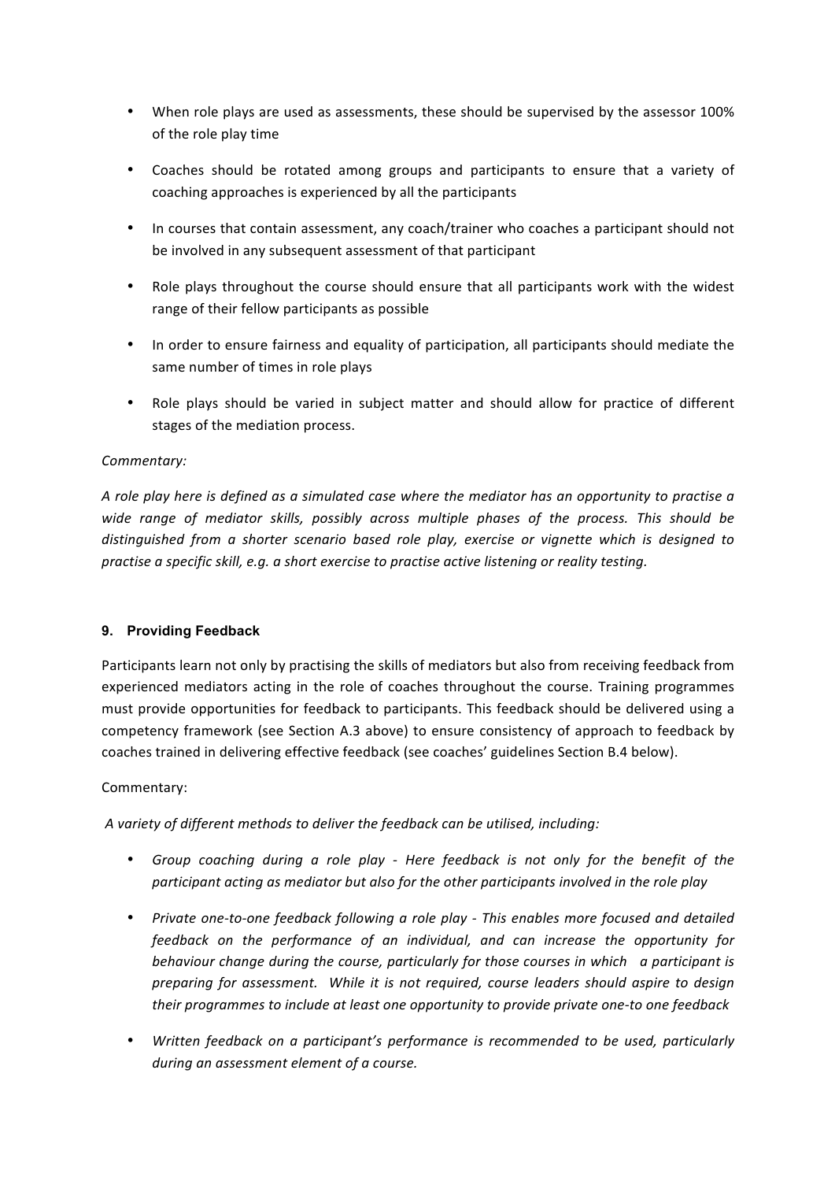- When role plays are used as assessments, these should be supervised by the assessor 100% of the role play time
- Coaches should be rotated among groups and participants to ensure that a variety of coaching approaches is experienced by all the participants
- In courses that contain assessment, any coach/trainer who coaches a participant should not be involved in any subsequent assessment of that participant
- Role plays throughout the course should ensure that all participants work with the widest range of their fellow participants as possible
- In order to ensure fairness and equality of participation, all participants should mediate the same number of times in role plays
- Role plays should be varied in subject matter and should allow for practice of different stages of the mediation process.

*Commentary:*

*A role play here is defined as a simulated case where the mediator has an opportunity to practise a wide range of mediator skills, possibly across multiple phases of the process. This should be distinguished from a shorter scenario based role play, exercise or vignette which is designed to practise a specific skill, e.g. a short exercise to practise active listening or reality testing.*

### 9. Providing Feedback

Participants learn not only by practising the skills of mediators but also from receiving feedback from experienced mediators acting in the role of coaches throughout the course. Training programmes must provide opportunities for feedback to participants. This feedback should be delivered using a competency framework (see Section A.3 above) to ensure consistency of approach to feedback by coaches trained in delivering effective feedback (see coaches' guidelines Section B.4 below).

Commentary:

*A variety of different methods to deliver the feedback can be utilised, including:*

- *Group coaching during a role play - Here feedback is not only for the benefit of the participant acting as mediator but also for the other participants involved in the role play*
- *Private one-to-one feedback following a role play - This enables more focused and detailed feedback on the performance of an individual, and can increase the opportunity for behaviour change during the course, particularly for those courses in which a participant is preparing for assessment. While it is not required, course leaders should aspire to design their programmes to include at least one opportunity to provide private one-to one feedback*
- *Written feedback on a participant's performance is recommended to be used, particularly during an assessment element of a course.*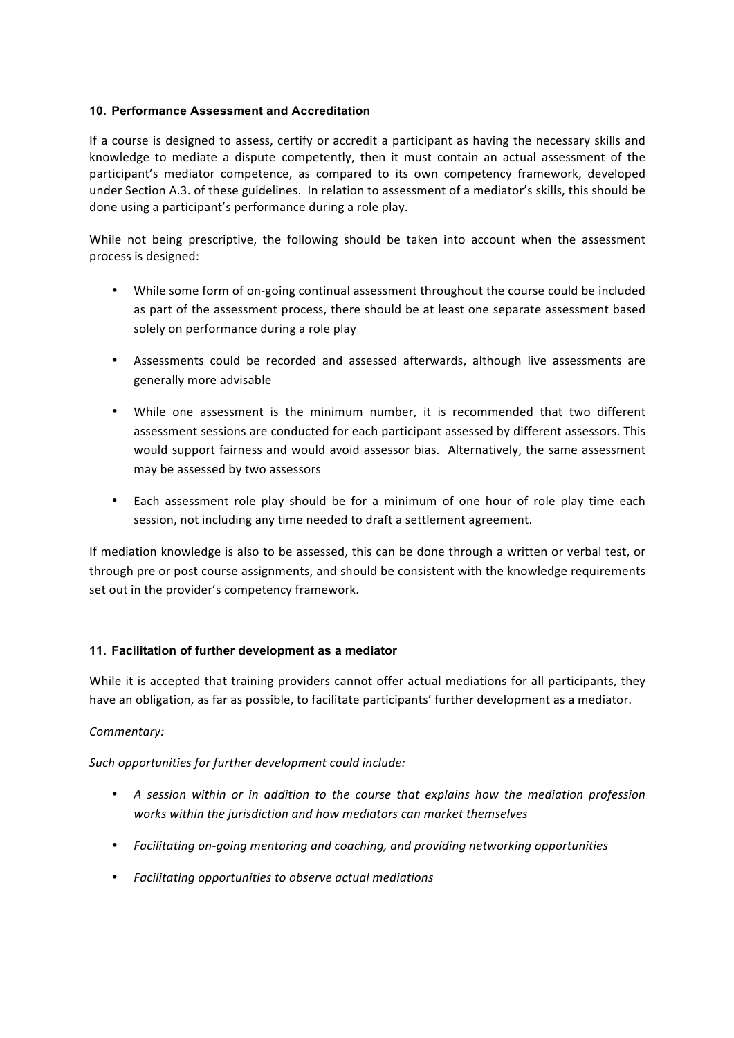### 10. Performance Assessment and Accreditation

If a course is designed to assess, certify or accredit a participant as having the necessary skills and knowledge to mediate a dispute competently, then it must contain an actual assessment of the participant's mediator competence, as compared to its own competency framework, developed under Section A.3. of these guidelines. In relation to assessment of a mediator's skills, this should be done using a participant's performance during a role play.

While not being prescriptive, the following should be taken into account when the assessment process is designed:

- While some form of on-going continual assessment throughout the course could be included as part of the assessment process, there should be at least one separate assessment based solely on performance during a role play
- Assessments could be recorded and assessed afterwards, although live assessments are generally more advisable
- While one assessment is the minimum number, it is recommended that two different assessment sessions are conducted for each participant assessed by different assessors. This would support fairness and would avoid assessor bias. Alternatively, the same assessment may be assessed by two assessors
- Each assessment role play should be for a minimum of one hour of role play time each session, not including any time needed to draft a settlement agreement.

If mediation knowledge is also to be assessed, this can be done through a written or verbal test, or through pre or post course assignments, and should be consistent with the knowledge requirements set out in the provider's competency framework.

### 11. Facilitation of further development as a mediator

While it is accepted that training providers cannot offer actual mediations for all participants, they have an obligation, as far as possible, to facilitate participants' further development as a mediator.

*Commentary:*

*Such opportunities for further development could include:*

- *A session within or in addition to the course that explains how the mediation profession works within the jurisdiction and how mediators can market themselves*
- *Facilitating on-going mentoring and coaching, and providing networking opportunities*
- *Facilitating opportunities to observe actual mediations*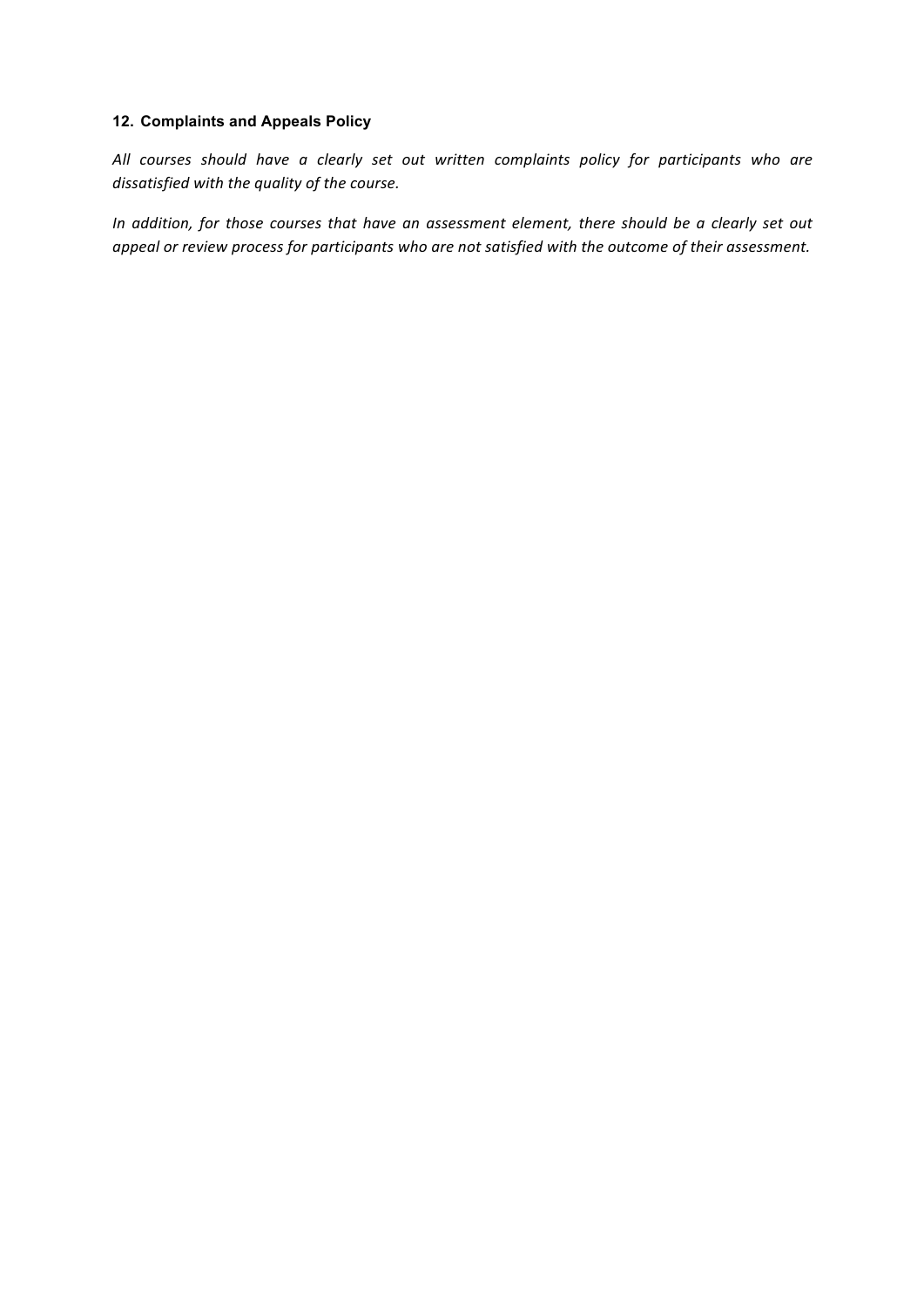### 12. Complaints and Appeals Policy

*All courses should have a clearly set out written complaints policy for participants who are dissatisfied with the quality of the course.*

*In addition, for those courses that have an assessment element, there should be a clearly set out appeal or review process for participants who are not satisfied with the outcome of their assessment.*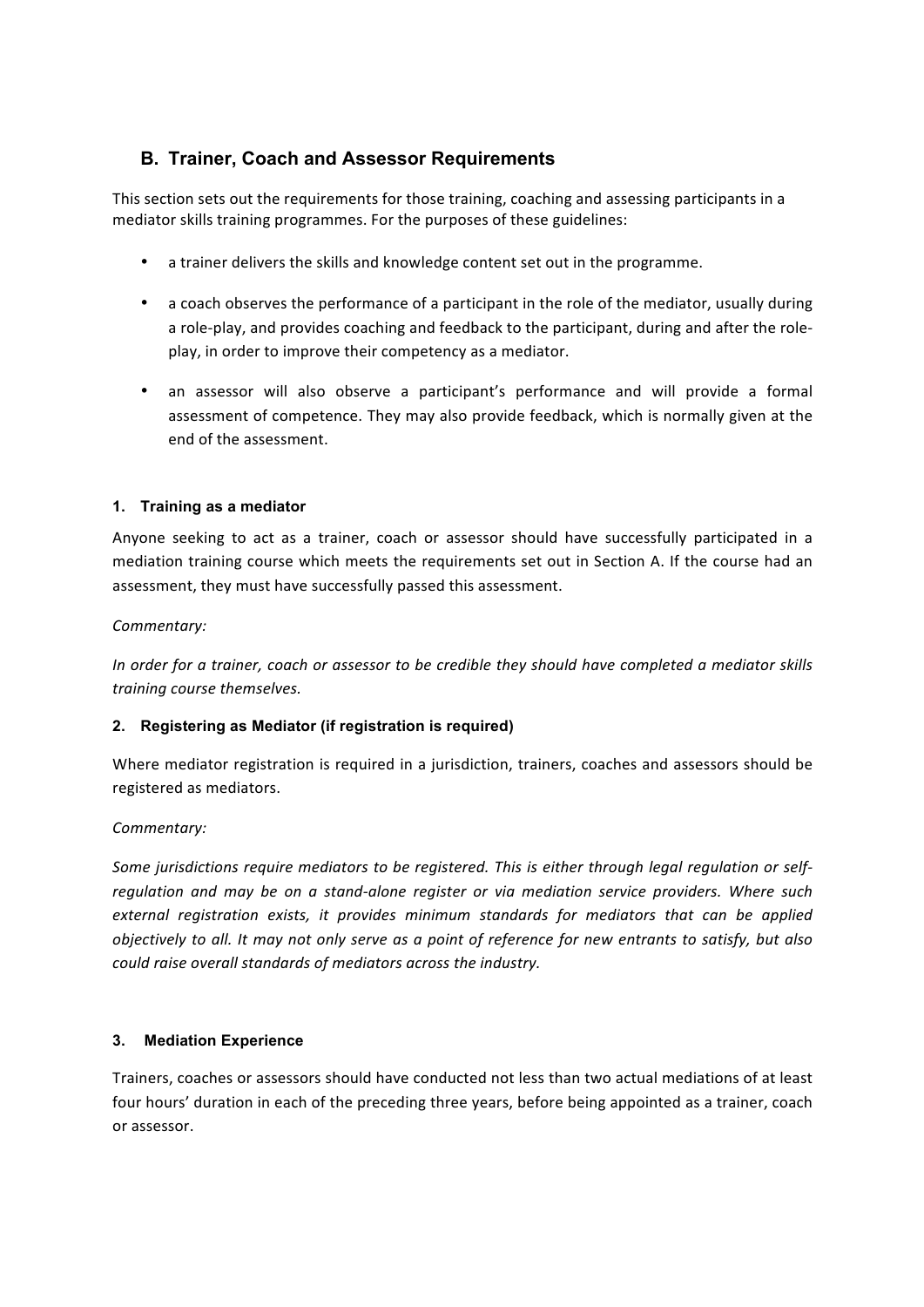## B. Trainer, Coach and Assessor Requirements

This section sets out the requirements for those training, coaching and assessing participants in a mediator skills training programmes. For the purposes of these guidelines:

- a trainer delivers the skills and knowledge content set out in the programme.
- a coach observes the performance of a participant in the role of the mediator, usually during a role-play, and provides coaching and feedback to the participant, during and after the role-play, in order to improve their competency as a mediator.
- an assessor will also observe a participant's performance and will provide a formal assessment of competence. They may also provide feedback, which is normally given at the end of the assessment.

### 1. Training as a mediator

Anyone seeking to act as a trainer, coach or assessor should have successfully participated in a mediation training course which meets the requirements set out in Section A. If the course had an assessment, they must have successfully passed this assessment.

*Commentary:*

*In order for a trainer, coach or assessor to be credible they should have completed a mediator skills training course themselves.*

### 2. Registering as Mediator (if registration is required)

Where mediator registration is required in a jurisdiction, trainers, coaches and assessors should be registered as mediators.

*Commentary:*

*Some jurisdictions require mediators to be registered. This is either through legal regulation or self-regulation and may be on a stand-alone register or via mediation service providers. Where such external registration exists, it provides minimum standards for mediators that can be applied objectively to all. It may not only serve as a point of reference for new entrants to satisfy, but also could raise overall standards of mediators across the industry.*

### 3. Mediation Experience

Trainers, coaches or assessors should have conducted not less than two actual mediations of at least four hours' duration in each of the preceding three years, before being appointed as a trainer, coach or assessor.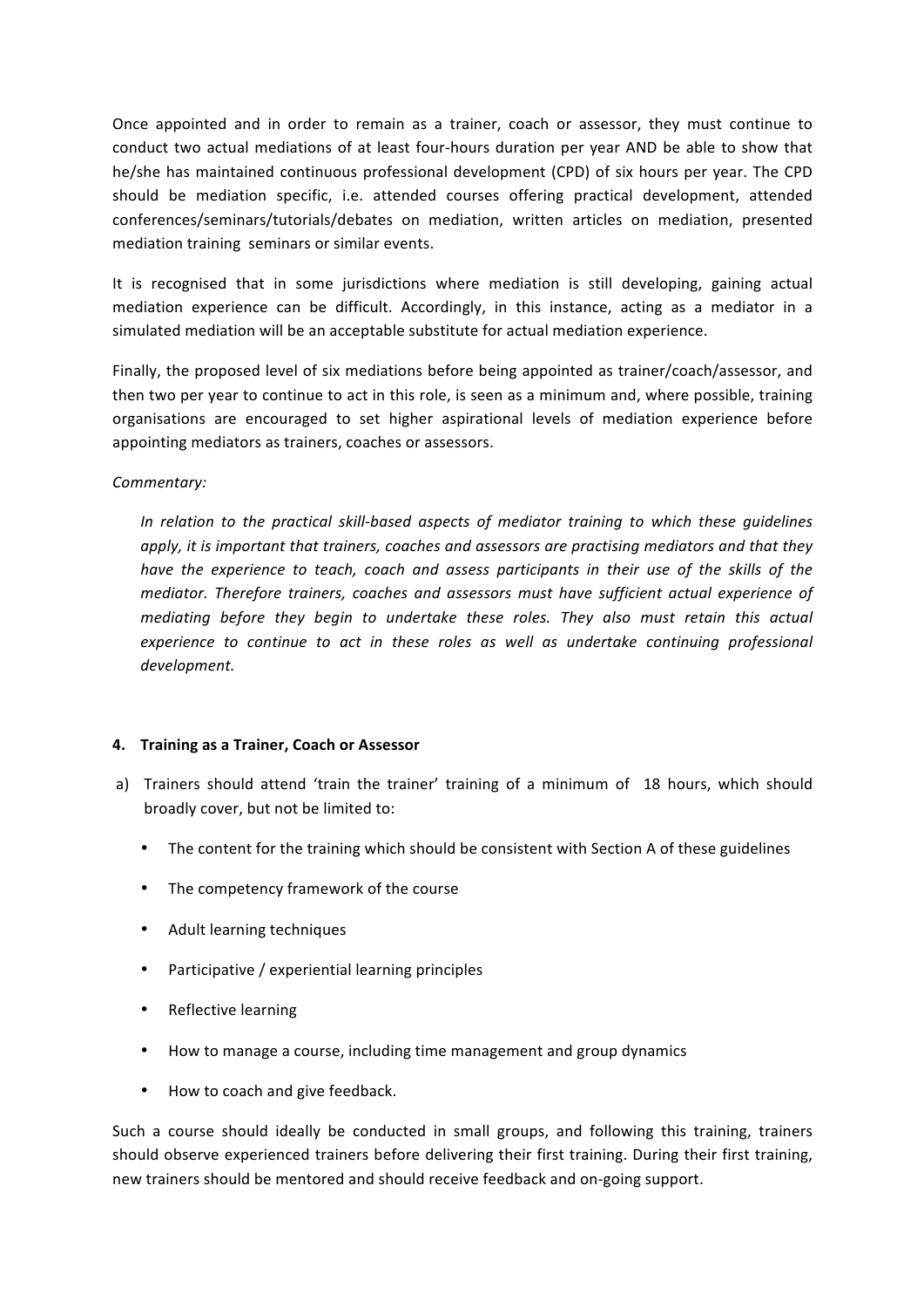Once appointed and in order to remain as a trainer, coach or assessor, they must continue to conduct two actual mediations of at least four-hours duration per year AND be able to show that he/she has maintained continuous professional development (CPD) of six hours per year. The CPD should be mediation specific, i.e. attended courses offering practical development, attended conferences/seminars/tutorials/debates on mediation, written articles on mediation, presented mediation training seminars or similar events.

It is recognised that in some jurisdictions where mediation is still developing, gaining actual mediation experience can be difficult. Accordingly, in this instance, acting as a mediator in a simulated mediation will be an acceptable substitute for actual mediation experience.

Finally, the proposed level of six mediations before being appointed as trainer/coach/assessor, and then two per year to continue to act in this role, is seen as a minimum and, where possible, training organisations are encouraged to set higher aspirational levels of mediation experience before appointing mediators as trainers, coaches or assessors.

*Commentary:*

> *In relation to the practical skill-based aspects of mediator training to which these guidelines apply, it is important that trainers, coaches and assessors are practising mediators and that they have the experience to teach, coach and assess participants in their use of the skills of the mediator. Therefore trainers, coaches and assessors must have sufficient actual experience of mediating before they begin to undertake these roles. They also must retain this actual experience to continue to act in these roles as well as undertake continuing professional development.*

#### 4. Training as a Trainer, Coach or Assessor

a) Trainers should attend 'train the trainer' training of a minimum of 18 hours, which should broadly cover, but not be limited to:

- The content for the training which should be consistent with Section A of these guidelines
- The competency framework of the course
- Adult learning techniques
- Participative / experiential learning principles
- Reflective learning
- How to manage a course, including time management and group dynamics
- How to coach and give feedback.

Such a course should ideally be conducted in small groups, and following this training, trainers should observe experienced trainers before delivering their first training. During their first training, new trainers should be mentored and should receive feedback and on-going support.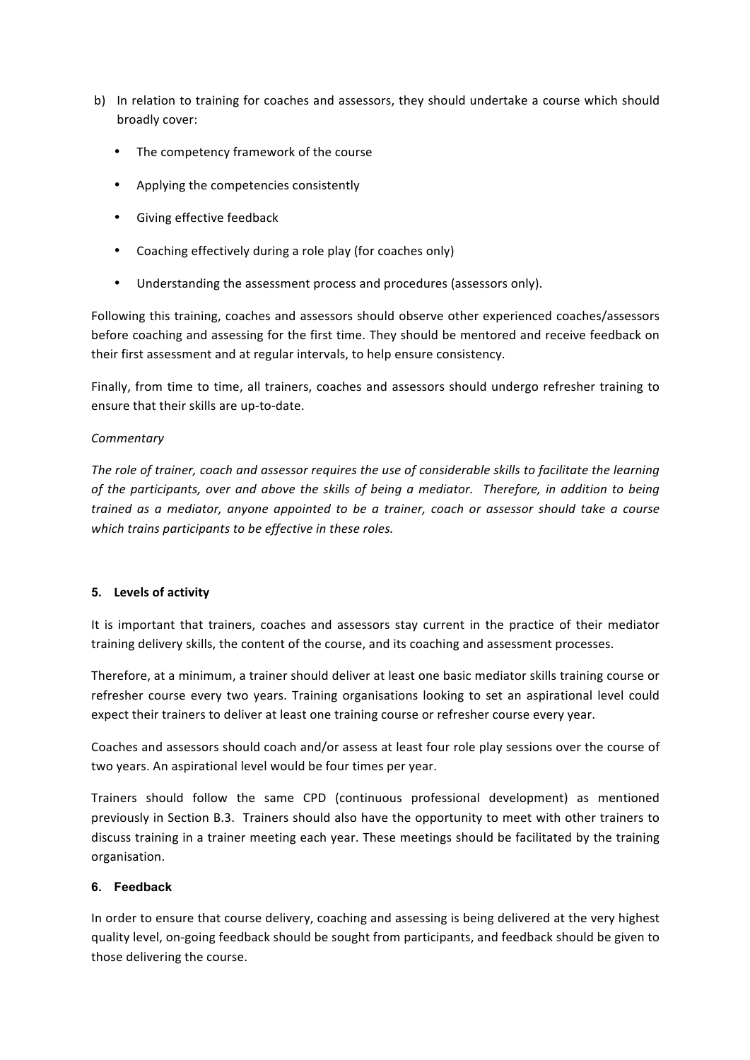b) In relation to training for coaches and assessors, they should undertake a course which should broadly cover:

   - The competency framework of the course
   - Applying the competencies consistently
   - Giving effective feedback
   - Coaching effectively during a role play (for coaches only)
   - Understanding the assessment process and procedures (assessors only).

Following this training, coaches and assessors should observe other experienced coaches/assessors before coaching and assessing for the first time. They should be mentored and receive feedback on their first assessment and at regular intervals, to help ensure consistency.

Finally, from time to time, all trainers, coaches and assessors should undergo refresher training to ensure that their skills are up-to-date.

*Commentary*

*The role of trainer, coach and assessor requires the use of considerable skills to facilitate the learning of the participants, over and above the skills of being a mediator. Therefore, in addition to being trained as a mediator, anyone appointed to be a trainer, coach or assessor should take a course which trains participants to be effective in these roles.*

**5. Levels of activity**

It is important that trainers, coaches and assessors stay current in the practice of their mediator training delivery skills, the content of the course, and its coaching and assessment processes.

Therefore, at a minimum, a trainer should deliver at least one basic mediator skills training course or refresher course every two years. Training organisations looking to set an aspirational level could expect their trainers to deliver at least one training course or refresher course every year.

Coaches and assessors should coach and/or assess at least four role play sessions over the course of two years. An aspirational level would be four times per year.

Trainers should follow the same CPD (continuous professional development) as mentioned previously in Section B.3. Trainers should also have the opportunity to meet with other trainers to discuss training in a trainer meeting each year. These meetings should be facilitated by the training organisation.

**6. Feedback**

In order to ensure that course delivery, coaching and assessing is being delivered at the very highest quality level, on-going feedback should be sought from participants, and feedback should be given to those delivering the course.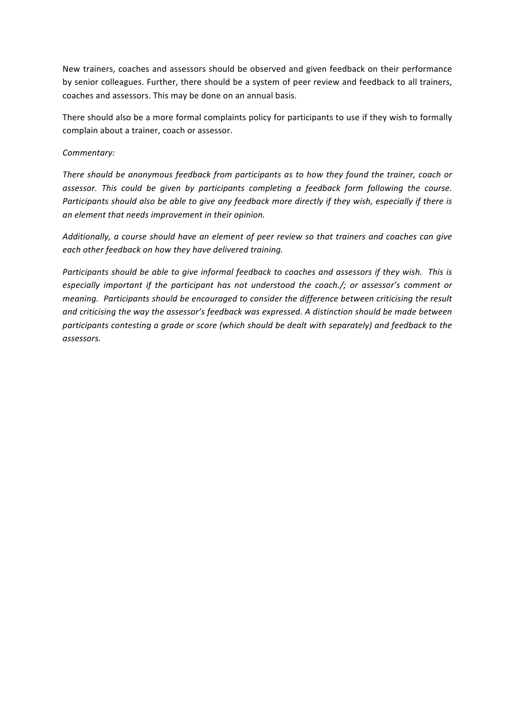New trainers, coaches and assessors should be observed and given feedback on their performance by senior colleagues. Further, there should be a system of peer review and feedback to all trainers, coaches and assessors. This may be done on an annual basis.

There should also be a more formal complaints policy for participants to use if they wish to formally complain about a trainer, coach or assessor.

*Commentary:*

*There should be anonymous feedback from participants as to how they found the trainer, coach or assessor. This could be given by participants completing a feedback form following the course. Participants should also be able to give any feedback more directly if they wish, especially if there is an element that needs improvement in their opinion.*

*Additionally, a course should have an element of peer review so that trainers and coaches can give each other feedback on how they have delivered training.*

*Participants should be able to give informal feedback to coaches and assessors if they wish. This is especially important if the participant has not understood the coach./; or assessor's comment or meaning. Participants should be encouraged to consider the difference between criticising the result and criticising the way the assessor's feedback was expressed. A distinction should be made between participants contesting a grade or score (which should be dealt with separately) and feedback to the assessors.*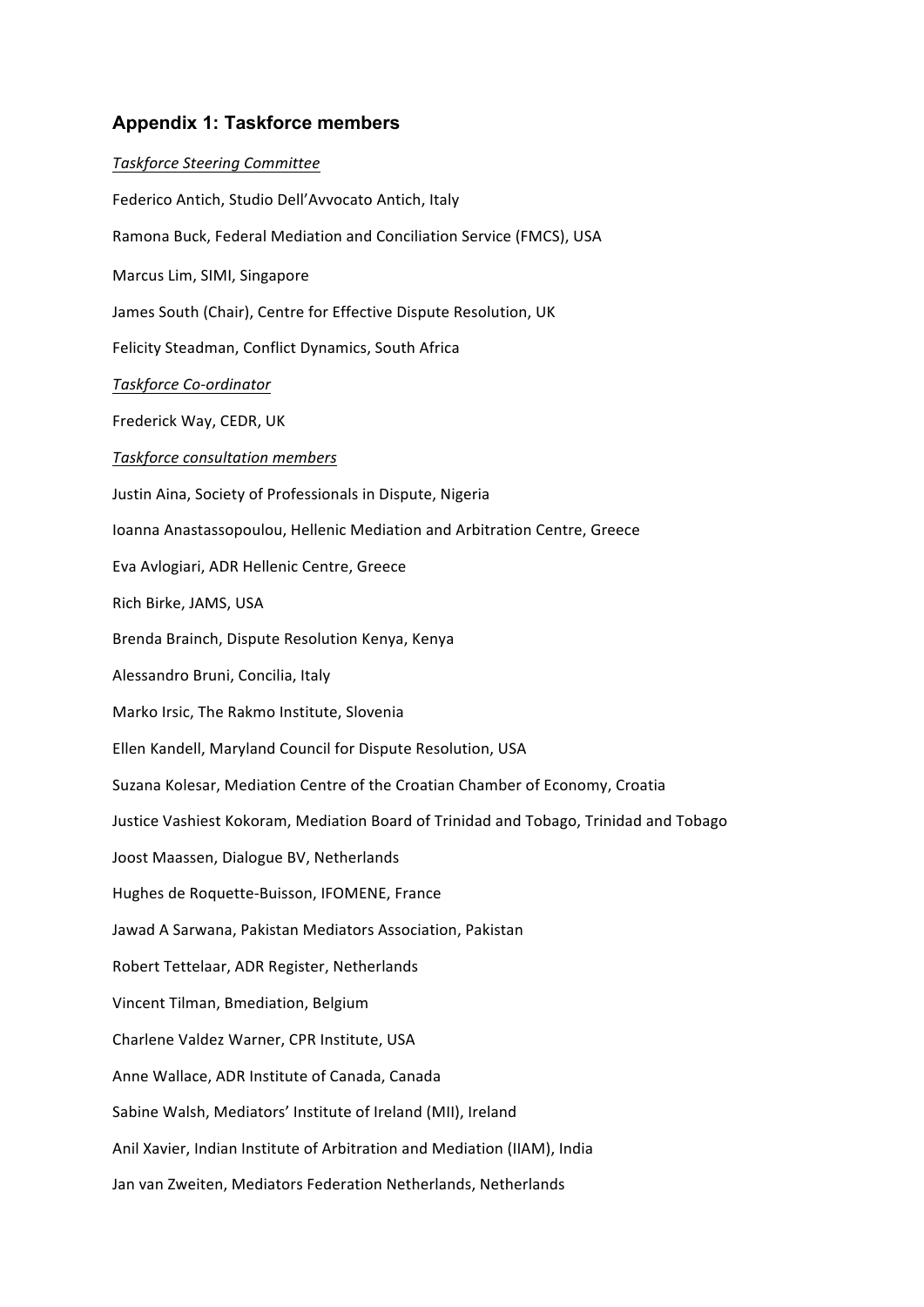## Appendix 1: Taskforce members

*Taskforce Steering Committee*

Federico Antich, Studio Dell'Avvocato Antich, Italy

Ramona Buck, Federal Mediation and Conciliation Service (FMCS), USA

Marcus Lim, SIMI, Singapore

James South (Chair), Centre for Effective Dispute Resolution, UK

Felicity Steadman, Conflict Dynamics, South Africa

*Taskforce Co-ordinator*

Frederick Way, CEDR, UK

*Taskforce consultation members*

Justin Aina, Society of Professionals in Dispute, Nigeria

Ioanna Anastassopoulou, Hellenic Mediation and Arbitration Centre, Greece

Eva Avlogiari, ADR Hellenic Centre, Greece

Rich Birke, JAMS, USA

Brenda Brainch, Dispute Resolution Kenya, Kenya

Alessandro Bruni, Concilia, Italy

Marko Irsic, The Rakmo Institute, Slovenia

Ellen Kandell, Maryland Council for Dispute Resolution, USA

Suzana Kolesar, Mediation Centre of the Croatian Chamber of Economy, Croatia

Justice Vashiest Kokoram, Mediation Board of Trinidad and Tobago, Trinidad and Tobago

Joost Maassen, Dialogue BV, Netherlands

Hughes de Roquette-Buisson, IFOMENE, France

Jawad A Sarwana, Pakistan Mediators Association, Pakistan

Robert Tettelaar, ADR Register, Netherlands

Vincent Tilman, Bmediation, Belgium

Charlene Valdez Warner, CPR Institute, USA

Anne Wallace, ADR Institute of Canada, Canada

Sabine Walsh, Mediators' Institute of Ireland (MII), Ireland

Anil Xavier, Indian Institute of Arbitration and Mediation (IIAM), India

Jan van Zweiten, Mediators Federation Netherlands, Netherlands